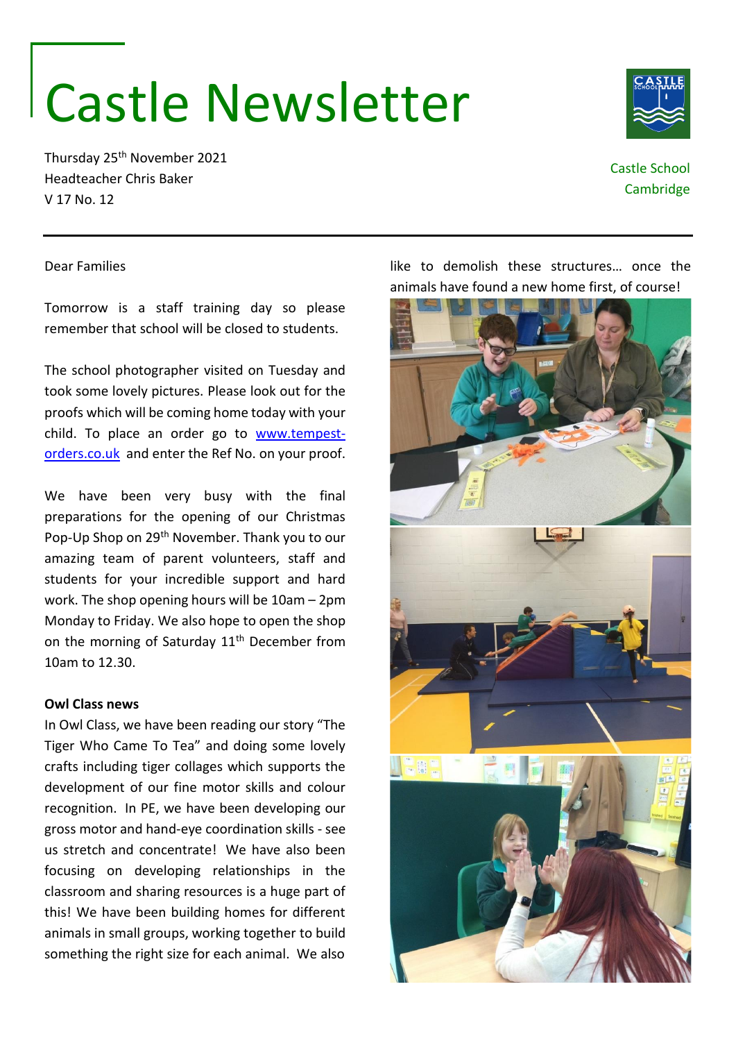# Castle Newsletter

Thursday 25th November 2021
Headteacher Chris Baker
V 17 No. 12

Castle School
Cambridge

Dear Families

Tomorrow is a staff training day so please remember that school will be closed to students.

The school photographer visited on Tuesday and took some lovely pictures. Please look out for the proofs which will be coming home today with your child. To place an order go to [www.tempest-orders.co.uk](www.tempest-orders.co.uk) and enter the Ref No. on your proof.

We have been very busy with the final preparations for the opening of our Christmas Pop-Up Shop on 29th November. Thank you to our amazing team of parent volunteers, staff and students for your incredible support and hard work. The shop opening hours will be 10am – 2pm Monday to Friday. We also hope to open the shop on the morning of Saturday 11th December from 10am to 12.30.

**Owl Class news**

In Owl Class, we have been reading our story "The Tiger Who Came To Tea" and doing some lovely crafts including tiger collages which supports the development of our fine motor skills and colour recognition. In PE, we have been developing our gross motor and hand-eye coordination skills - see us stretch and concentrate! We have also been focusing on developing relationships in the classroom and sharing resources is a huge part of this! We have been building homes for different animals in small groups, working together to build something the right size for each animal. We also like to demolish these structures… once the animals have found a new home first, of course!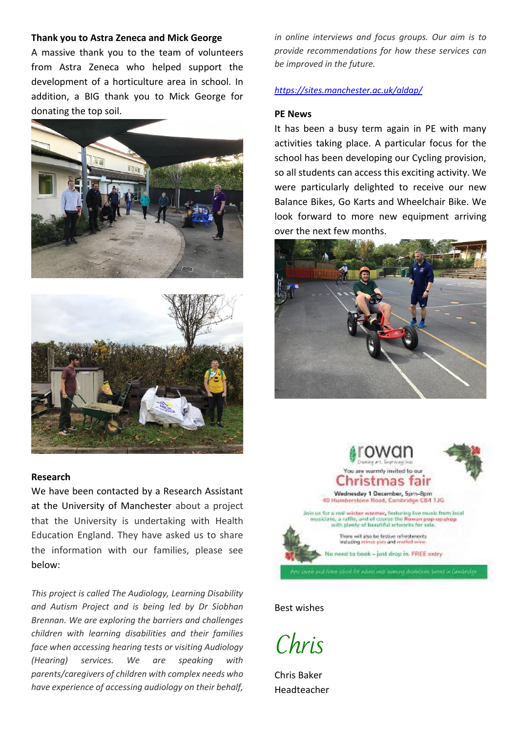**Thank you to Astra Zeneca and Mick George**

A massive thank you to the team of volunteers from Astra Zeneca who helped support the development of a horticulture area in school. In addition, a BIG thank you to Mick George for donating the top soil.

**Research**

We have been contacted by a Research Assistant at the University of Manchester about a project that the University is undertaking with Health Education England. They have asked us to share the information with our families, please see below:

*This project is called The Audiology, Learning Disability and Autism Project and is being led by Dr Siobhan Brennan. We are exploring the barriers and challenges children with learning disabilities and their families face when accessing hearing tests or visiting Audiology (Hearing) services. We are speaking with parents/caregivers of children with complex needs who have experience of accessing audiology on their behalf, in online interviews and focus groups. Our aim is to provide recommendations for how these services can be improved in the future.*

*https://sites.manchester.ac.uk/aldap/*

**PE News**

It has been a busy term again in PE with many activities taking place. A particular focus for the school has been developing our Cycling provision, so all students can access this exciting activity. We were particularly delighted to receive our new Balance Bikes, Go Karts and Wheelchair Bike. We look forward to more new equipment arriving over the next few months.

Best wishes

*Chris*

Chris Baker
Headteacher